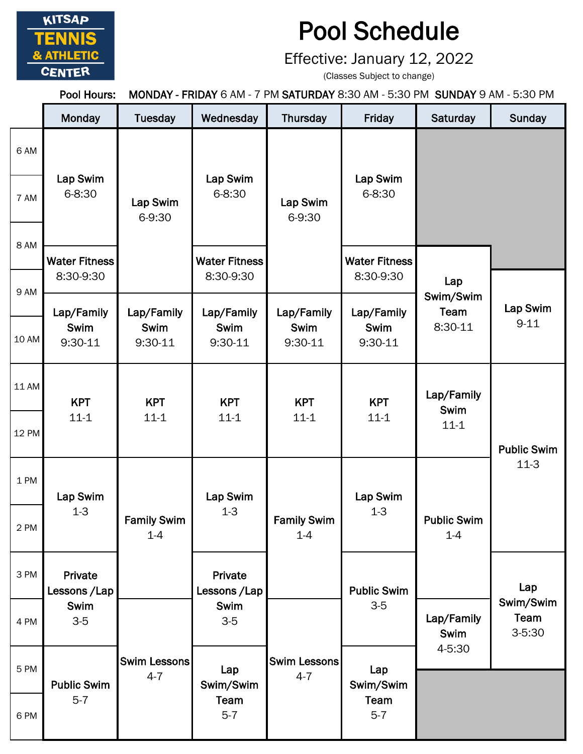KITSAP TENNIS & ATHLETIC CENTER

# Pool Schedule

Effective: January 12, 2022

(Classes Subject to change)

**Pool Hours:** **MONDAY - FRIDAY** 6 AM - 7 PM **SATURDAY** 8:30 AM - 5:30 PM **SUNDAY** 9 AM - 5:30 PM

| | Monday | Tuesday | Wednesday | Thursday | Friday | Saturday | Sunday |
|---|---|---|---|---|---|---|---|
| 6 AM | Lap Swim 6-8:30 | Lap Swim 6-9:30 | Lap Swim 6-8:30 | Lap Swim 6-9:30 | Lap Swim 6-8:30 | | |
| 7 AM | | | | | | | |
| 8 AM | Water Fitness 8:30-9:30 | | Water Fitness 8:30-9:30 | | Water Fitness 8:30-9:30 | Lap Swim/Swim Team 8:30-11 | |
| 9 AM | Lap/Family Swim 9:30-11 | Lap/Family Swim 9:30-11 | Lap/Family Swim 9:30-11 | Lap/Family Swim 9:30-11 | Lap/Family Swim 9:30-11 | | Lap Swim 9-11 |
| 10 AM | | | | | | | |
| 11 AM | KPT 11-1 | KPT 11-1 | KPT 11-1 | KPT 11-1 | KPT 11-1 | Lap/Family Swim 11-1 | Public Swim 11-3 |
| 12 PM | | | | | | | |
| 1 PM | Lap Swim 1-3 | Family Swim 1-4 | Lap Swim 1-3 | Family Swim 1-4 | Lap Swim 1-3 | Public Swim 1-4 | |
| 2 PM | | | | | | | |
| 3 PM | Private Lessons /Lap Swim 3-5 | | Private Lessons /Lap Swim 3-5 | | Public Swim 3-5 | | Lap Swim/Swim Team 3-5:30 |
| 4 PM | | Swim Lessons 4-7 | | Swim Lessons 4-7 | | Lap/Family Swim 4-5:30 | |
| 5 PM | Public Swim 5-7 | | Lap Swim/Swim Team 5-7 | | Lap Swim/Swim Team 5-7 | | |
| 6 PM | | | | | | | |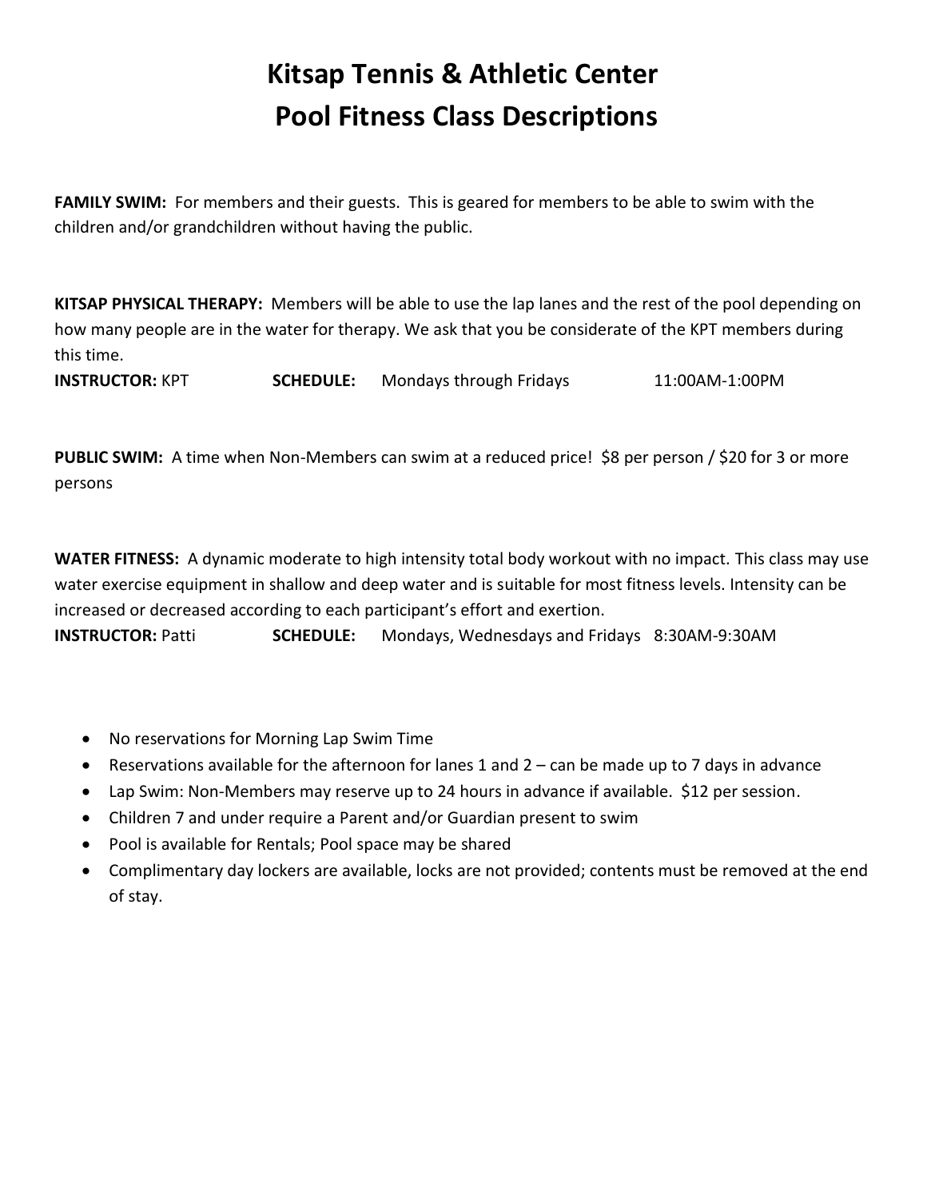# Kitsap Tennis & Athletic Center
# Pool Fitness Class Descriptions

**FAMILY SWIM:** For members and their guests. This is geared for members to be able to swim with the children and/or grandchildren without having the public.

**KITSAP PHYSICAL THERAPY:** Members will be able to use the lap lanes and the rest of the pool depending on how many people are in the water for therapy. We ask that you be considerate of the KPT members during this time.

**INSTRUCTOR:** KPT **SCHEDULE:** Mondays through Fridays 11:00AM-1:00PM

**PUBLIC SWIM:** A time when Non-Members can swim at a reduced price! $8 per person / $20 for 3 or more persons

**WATER FITNESS:** A dynamic moderate to high intensity total body workout with no impact. This class may use water exercise equipment in shallow and deep water and is suitable for most fitness levels. Intensity can be increased or decreased according to each participant's effort and exertion.

**INSTRUCTOR:** Patti **SCHEDULE:** Mondays, Wednesdays and Fridays 8:30AM-9:30AM

- No reservations for Morning Lap Swim Time
- Reservations available for the afternoon for lanes 1 and 2 – can be made up to 7 days in advance
- Lap Swim: Non-Members may reserve up to 24 hours in advance if available. $12 per session.
- Children 7 and under require a Parent and/or Guardian present to swim
- Pool is available for Rentals; Pool space may be shared
- Complimentary day lockers are available, locks are not provided; contents must be removed at the end of stay.